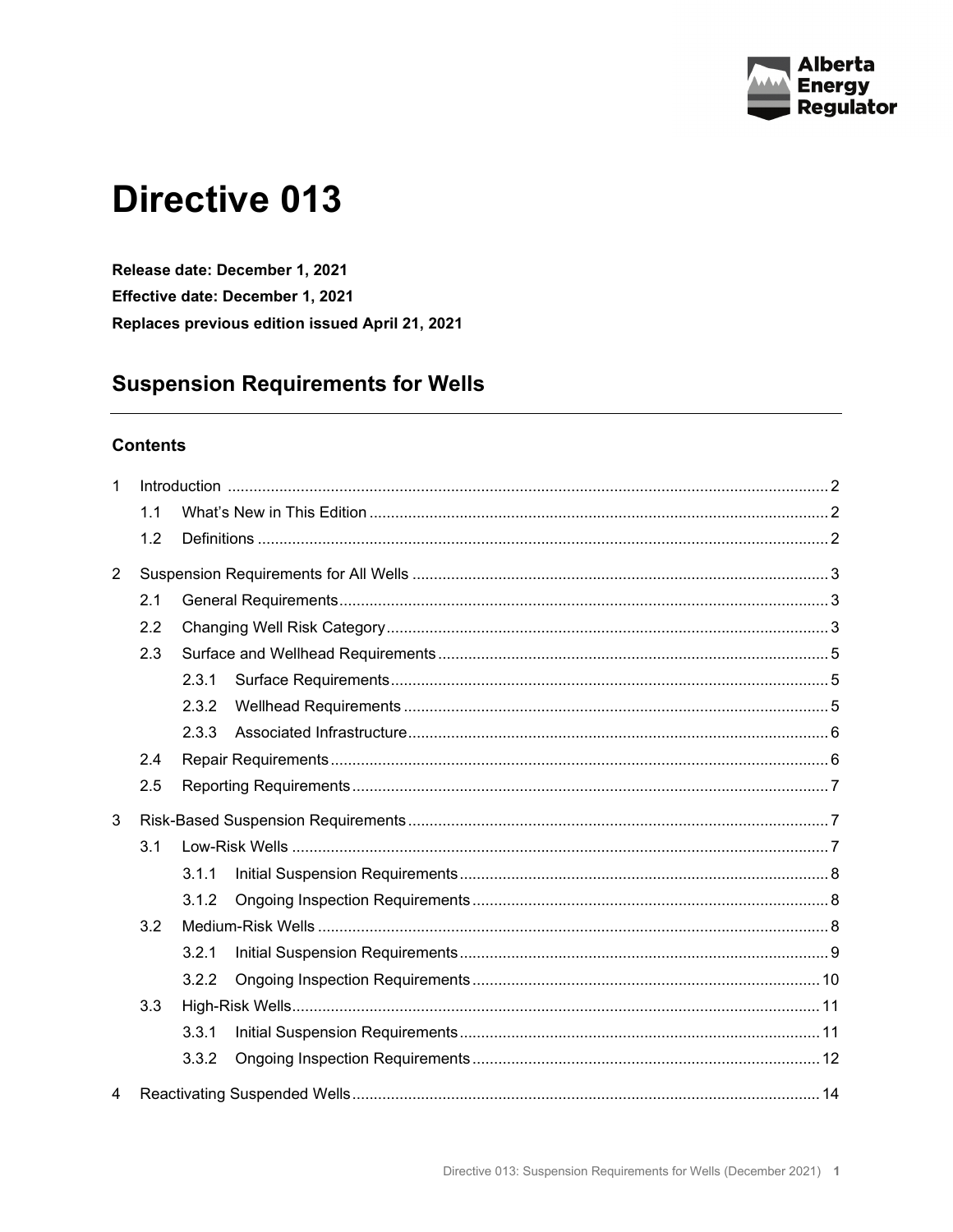Alberta Energy Regulator

# Directive 013

**Release date: December 1, 2021**

**Effective date: December 1, 2021**

**Replaces previous edition issued April 21, 2021**

## Suspension Requirements for Wells

### Contents

1 Introduction ... 2
- 1.1 What's New in This Edition ... 2
- 1.2 Definitions ... 2

2 Suspension Requirements for All Wells ... 3
- 2.1 General Requirements ... 3
- 2.2 Changing Well Risk Category ... 3
- 2.3 Surface and Wellhead Requirements ... 5
  - 2.3.1 Surface Requirements ... 5
  - 2.3.2 Wellhead Requirements ... 5
  - 2.3.3 Associated Infrastructure ... 6
- 2.4 Repair Requirements ... 6
- 2.5 Reporting Requirements ... 7

3 Risk-Based Suspension Requirements ... 7
- 3.1 Low-Risk Wells ... 7
  - 3.1.1 Initial Suspension Requirements ... 8
  - 3.1.2 Ongoing Inspection Requirements ... 8
- 3.2 Medium-Risk Wells ... 8
  - 3.2.1 Initial Suspension Requirements ... 9
  - 3.2.2 Ongoing Inspection Requirements ... 10
- 3.3 High-Risk Wells ... 11
  - 3.3.1 Initial Suspension Requirements ... 11
  - 3.3.2 Ongoing Inspection Requirements ... 12

4 Reactivating Suspended Wells ... 14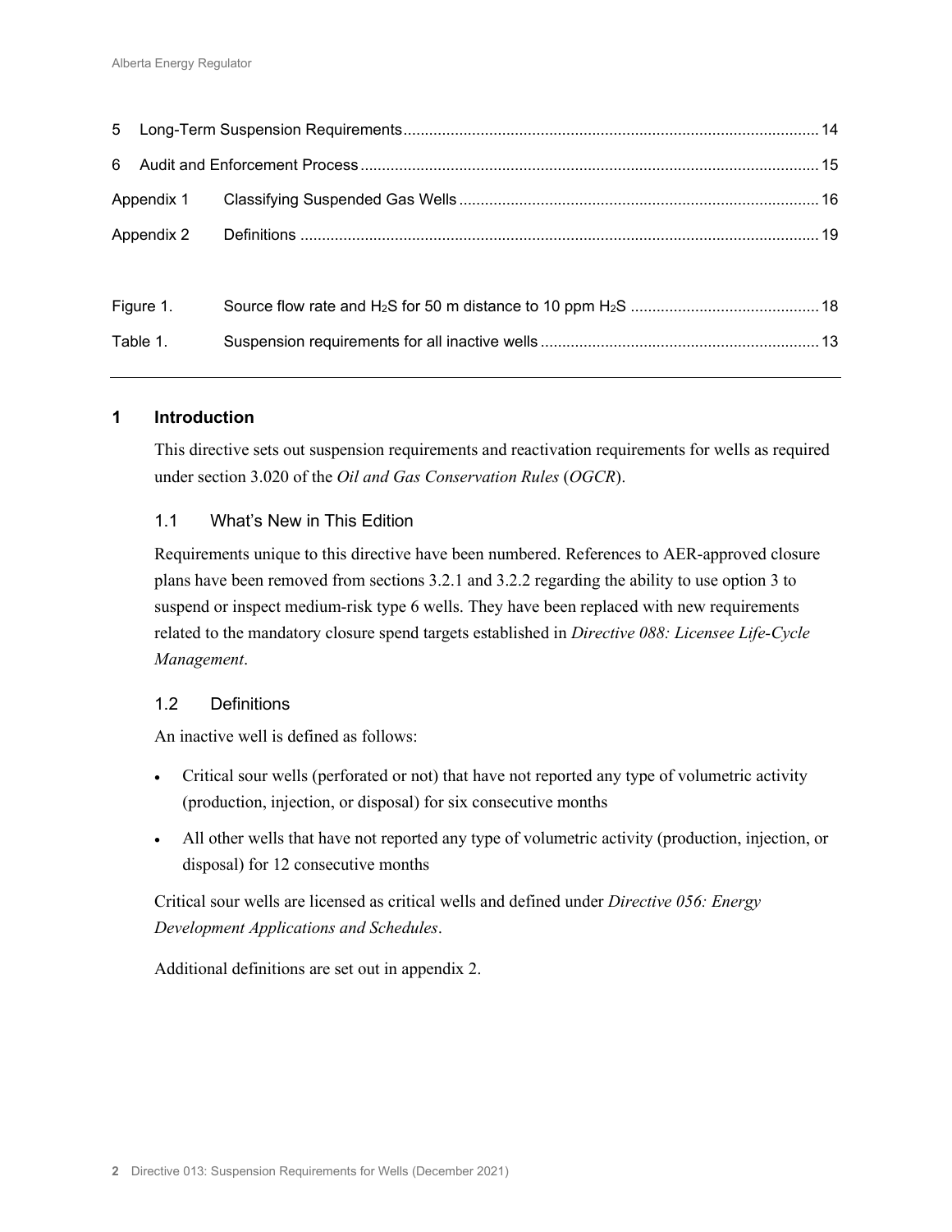5 Long-Term Suspension Requirements ... 14

6 Audit and Enforcement Process ... 15

Appendix 1 Classifying Suspended Gas Wells ... 16

Appendix 2 Definitions ... 19

Figure 1. Source flow rate and $H_2S$ for 50 m distance to 10 ppm $H_2S$ ... 18

Table 1. Suspension requirements for all inactive wells ... 13

## 1 Introduction

This directive sets out suspension requirements and reactivation requirements for wells as required under section 3.020 of the *Oil and Gas Conservation Rules* (*OGCR*).

### 1.1 What's New in This Edition

Requirements unique to this directive have been numbered. References to AER-approved closure plans have been removed from sections 3.2.1 and 3.2.2 regarding the ability to use option 3 to suspend or inspect medium-risk type 6 wells. They have been replaced with new requirements related to the mandatory closure spend targets established in *Directive 088: Licensee Life-Cycle Management*.

### 1.2 Definitions

An inactive well is defined as follows:

- Critical sour wells (perforated or not) that have not reported any type of volumetric activity (production, injection, or disposal) for six consecutive months
- All other wells that have not reported any type of volumetric activity (production, injection, or disposal) for 12 consecutive months

Critical sour wells are licensed as critical wells and defined under *Directive 056: Energy Development Applications and Schedules*.

Additional definitions are set out in appendix 2.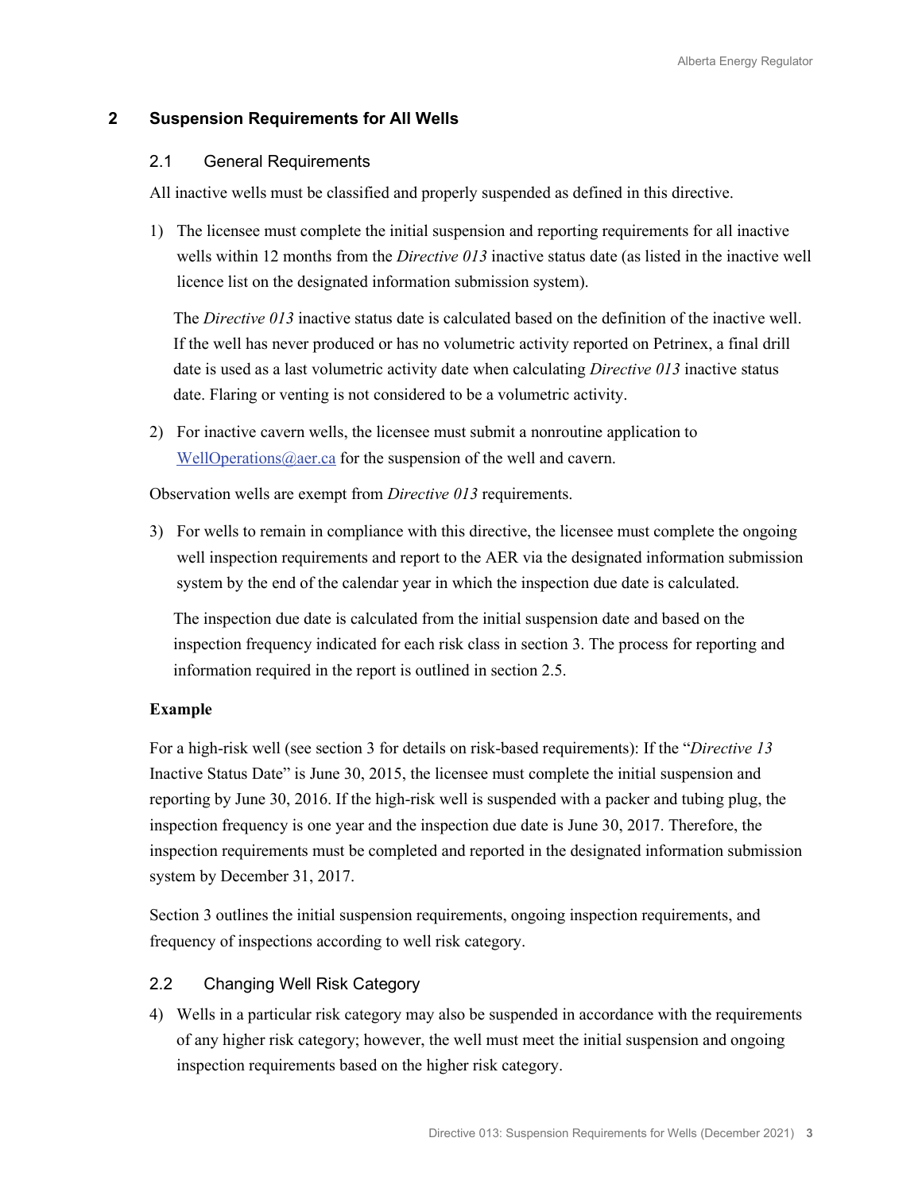# 2 Suspension Requirements for All Wells

## 2.1 General Requirements

All inactive wells must be classified and properly suspended as defined in this directive.

1) The licensee must complete the initial suspension and reporting requirements for all inactive wells within 12 months from the *Directive 013* inactive status date (as listed in the inactive well licence list on the designated information submission system).

   The *Directive 013* inactive status date is calculated based on the definition of the inactive well. If the well has never produced or has no volumetric activity reported on Petrinex, a final drill date is used as a last volumetric activity date when calculating *Directive 013* inactive status date. Flaring or venting is not considered to be a volumetric activity.

2) For inactive cavern wells, the licensee must submit a nonroutine application to WellOperations@aer.ca for the suspension of the well and cavern.

Observation wells are exempt from *Directive 013* requirements.

3) For wells to remain in compliance with this directive, the licensee must complete the ongoing well inspection requirements and report to the AER via the designated information submission system by the end of the calendar year in which the inspection due date is calculated.

   The inspection due date is calculated from the initial suspension date and based on the inspection frequency indicated for each risk class in section 3. The process for reporting and information required in the report is outlined in section 2.5.

**Example**

For a high-risk well (see section 3 for details on risk-based requirements): If the "*Directive 13* Inactive Status Date" is June 30, 2015, the licensee must complete the initial suspension and reporting by June 30, 2016. If the high-risk well is suspended with a packer and tubing plug, the inspection frequency is one year and the inspection due date is June 30, 2017. Therefore, the inspection requirements must be completed and reported in the designated information submission system by December 31, 2017.

Section 3 outlines the initial suspension requirements, ongoing inspection requirements, and frequency of inspections according to well risk category.

## 2.2 Changing Well Risk Category

4) Wells in a particular risk category may also be suspended in accordance with the requirements of any higher risk category; however, the well must meet the initial suspension and ongoing inspection requirements based on the higher risk category.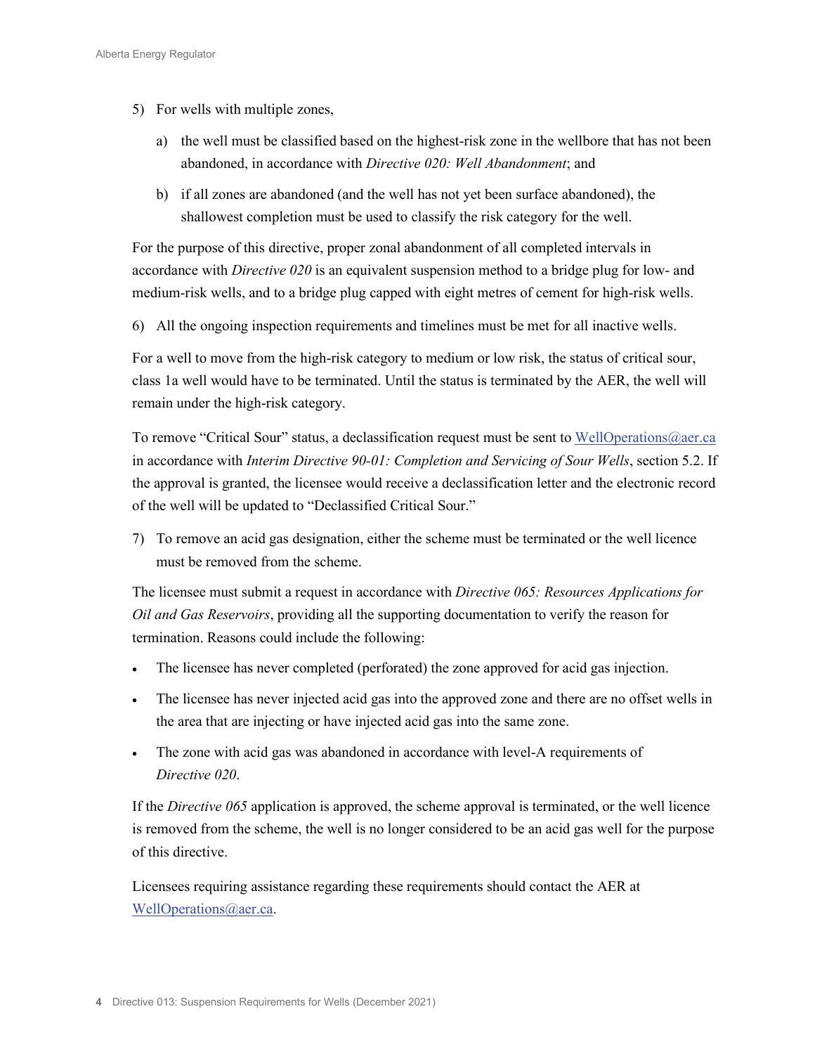5) For wells with multiple zones,

   a) the well must be classified based on the highest-risk zone in the wellbore that has not been abandoned, in accordance with *Directive 020: Well Abandonment*; and

   b) if all zones are abandoned (and the well has not yet been surface abandoned), the shallowest completion must be used to classify the risk category for the well.

For the purpose of this directive, proper zonal abandonment of all completed intervals in accordance with *Directive 020* is an equivalent suspension method to a bridge plug for low- and medium-risk wells, and to a bridge plug capped with eight metres of cement for high-risk wells.

6) All the ongoing inspection requirements and timelines must be met for all inactive wells.

For a well to move from the high-risk category to medium or low risk, the status of critical sour, class 1a well would have to be terminated. Until the status is terminated by the AER, the well will remain under the high-risk category.

To remove "Critical Sour" status, a declassification request must be sent to WellOperations@aer.ca in accordance with *Interim Directive 90-01: Completion and Servicing of Sour Wells*, section 5.2. If the approval is granted, the licensee would receive a declassification letter and the electronic record of the well will be updated to "Declassified Critical Sour."

7) To remove an acid gas designation, either the scheme must be terminated or the well licence must be removed from the scheme.

The licensee must submit a request in accordance with *Directive 065: Resources Applications for Oil and Gas Reservoirs*, providing all the supporting documentation to verify the reason for termination. Reasons could include the following:

- The licensee has never completed (perforated) the zone approved for acid gas injection.
- The licensee has never injected acid gas into the approved zone and there are no offset wells in the area that are injecting or have injected acid gas into the same zone.
- The zone with acid gas was abandoned in accordance with level-A requirements of *Directive 020*.

If the *Directive 065* application is approved, the scheme approval is terminated, or the well licence is removed from the scheme, the well is no longer considered to be an acid gas well for the purpose of this directive.

Licensees requiring assistance regarding these requirements should contact the AER at WellOperations@aer.ca.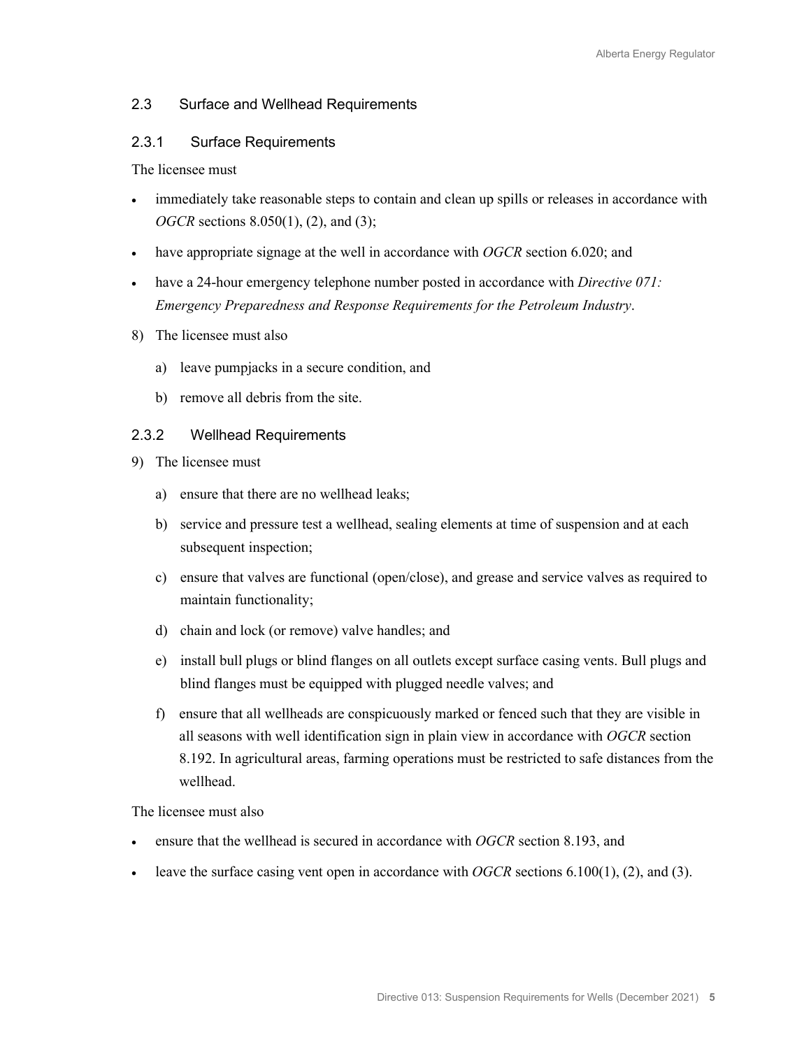## 2.3 Surface and Wellhead Requirements

### 2.3.1 Surface Requirements

The licensee must

- immediately take reasonable steps to contain and clean up spills or releases in accordance with *OGCR* sections 8.050(1), (2), and (3);
- have appropriate signage at the well in accordance with *OGCR* section 6.020; and
- have a 24-hour emergency telephone number posted in accordance with *Directive 071: Emergency Preparedness and Response Requirements for the Petroleum Industry*.

8) The licensee must also

    a) leave pumpjacks in a secure condition, and

    b) remove all debris from the site.

### 2.3.2 Wellhead Requirements

9) The licensee must

    a) ensure that there are no wellhead leaks;

    b) service and pressure test a wellhead, sealing elements at time of suspension and at each subsequent inspection;

    c) ensure that valves are functional (open/close), and grease and service valves as required to maintain functionality;

    d) chain and lock (or remove) valve handles; and

    e) install bull plugs or blind flanges on all outlets except surface casing vents. Bull plugs and blind flanges must be equipped with plugged needle valves; and

    f) ensure that all wellheads are conspicuously marked or fenced such that they are visible in all seasons with well identification sign in plain view in accordance with *OGCR* section 8.192. In agricultural areas, farming operations must be restricted to safe distances from the wellhead.

The licensee must also

- ensure that the wellhead is secured in accordance with *OGCR* section 8.193, and
- leave the surface casing vent open in accordance with *OGCR* sections 6.100(1), (2), and (3).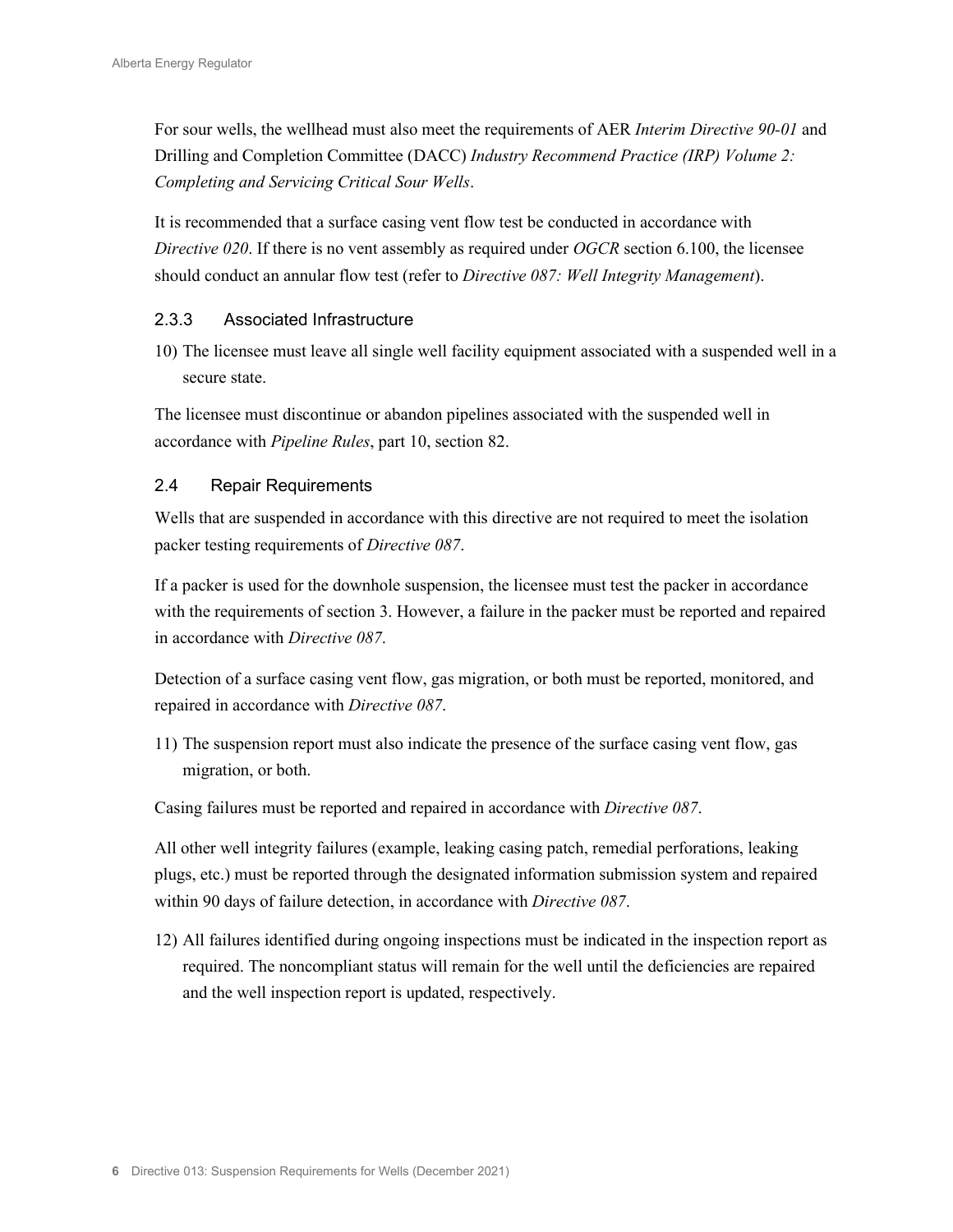For sour wells, the wellhead must also meet the requirements of AER *Interim Directive 90-01* and Drilling and Completion Committee (DACC) *Industry Recommend Practice (IRP) Volume 2: Completing and Servicing Critical Sour Wells*.

It is recommended that a surface casing vent flow test be conducted in accordance with *Directive 020*. If there is no vent assembly as required under *OGCR* section 6.100, the licensee should conduct an annular flow test (refer to *Directive 087: Well Integrity Management*).

### 2.3.3 Associated Infrastructure

10) The licensee must leave all single well facility equipment associated with a suspended well in a secure state.

The licensee must discontinue or abandon pipelines associated with the suspended well in accordance with *Pipeline Rules*, part 10, section 82.

## 2.4 Repair Requirements

Wells that are suspended in accordance with this directive are not required to meet the isolation packer testing requirements of *Directive 087*.

If a packer is used for the downhole suspension, the licensee must test the packer in accordance with the requirements of section 3. However, a failure in the packer must be reported and repaired in accordance with *Directive 087*.

Detection of a surface casing vent flow, gas migration, or both must be reported, monitored, and repaired in accordance with *Directive 087*.

11) The suspension report must also indicate the presence of the surface casing vent flow, gas migration, or both.

Casing failures must be reported and repaired in accordance with *Directive 087*.

All other well integrity failures (example, leaking casing patch, remedial perforations, leaking plugs, etc.) must be reported through the designated information submission system and repaired within 90 days of failure detection, in accordance with *Directive 087*.

12) All failures identified during ongoing inspections must be indicated in the inspection report as required. The noncompliant status will remain for the well until the deficiencies are repaired and the well inspection report is updated, respectively.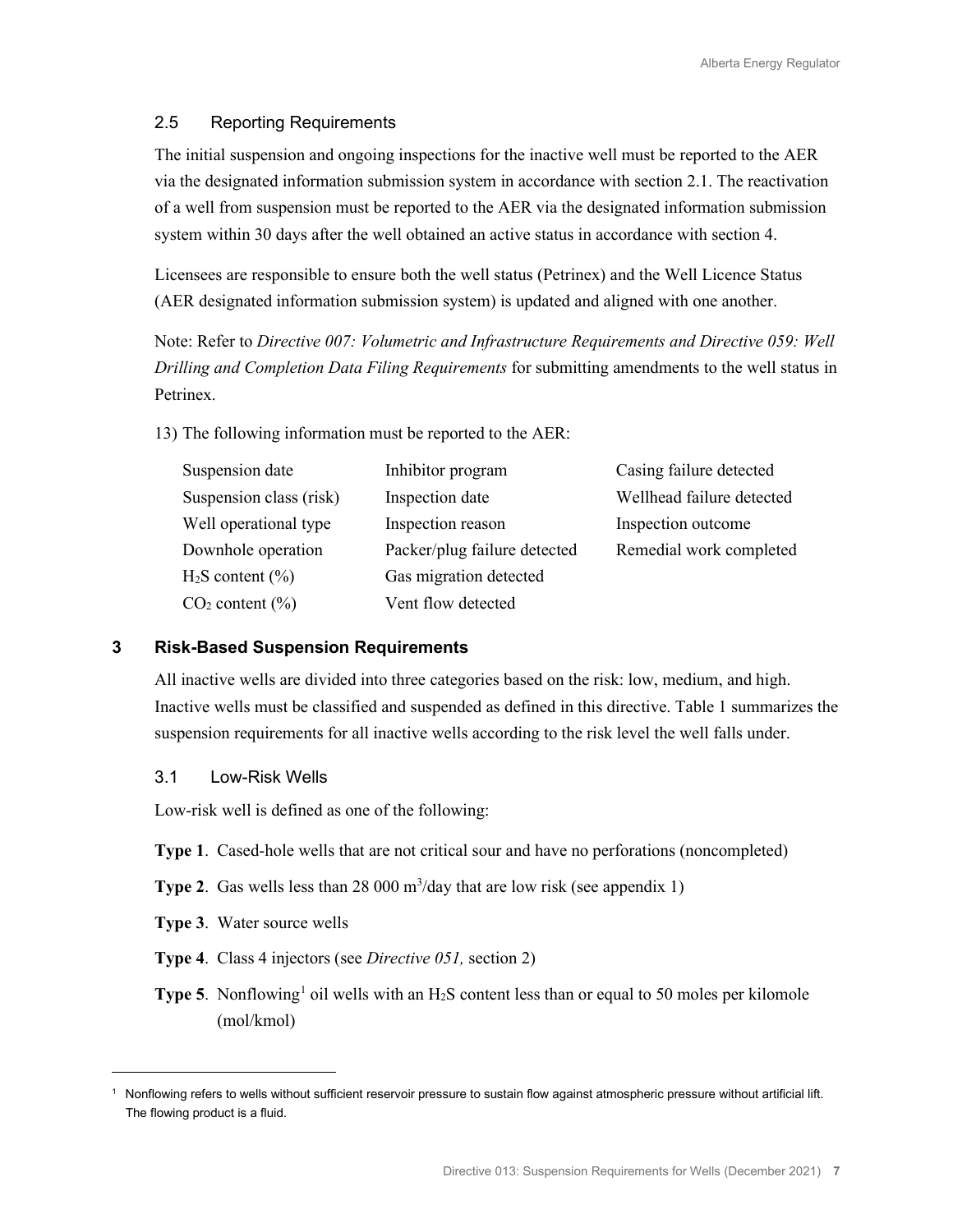### 2.5 Reporting Requirements

The initial suspension and ongoing inspections for the inactive well must be reported to the AER via the designated information submission system in accordance with section 2.1. The reactivation of a well from suspension must be reported to the AER via the designated information submission system within 30 days after the well obtained an active status in accordance with section 4.

Licensees are responsible to ensure both the well status (Petrinex) and the Well Licence Status (AER designated information submission system) is updated and aligned with one another.

Note: Refer to *Directive 007: Volumetric and Infrastructure Requirements and Directive 059: Well Drilling and Completion Data Filing Requirements* for submitting amendments to the well status in Petrinex.

13) The following information must be reported to the AER:

| | | |
|---|---|---|
| Suspension date | Inhibitor program | Casing failure detected |
| Suspension class (risk) | Inspection date | Wellhead failure detected |
| Well operational type | Inspection reason | Inspection outcome |
| Downhole operation | Packer/plug failure detected | Remedial work completed |
| $H_2S$ content (%) | Gas migration detected | |
| $CO_2$ content (%) | Vent flow detected | |

## 3 Risk-Based Suspension Requirements

All inactive wells are divided into three categories based on the risk: low, medium, and high. Inactive wells must be classified and suspended as defined in this directive. Table 1 summarizes the suspension requirements for all inactive wells according to the risk level the well falls under.

### 3.1 Low-Risk Wells

Low-risk well is defined as one of the following:

**Type 1**. Cased-hole wells that are not critical sour and have no perforations (noncompleted)

**Type 2**. Gas wells less than 28 000 $m^3$/day that are low risk (see appendix 1)

**Type 3**. Water source wells

**Type 4**. Class 4 injectors (see *Directive 051,* section 2)

**Type 5**. Nonflowing[1] oil wells with an $H_2S$ content less than or equal to 50 moles per kilomole (mol/kmol)

[1] Nonflowing refers to wells without sufficient reservoir pressure to sustain flow against atmospheric pressure without artificial lift. The flowing product is a fluid.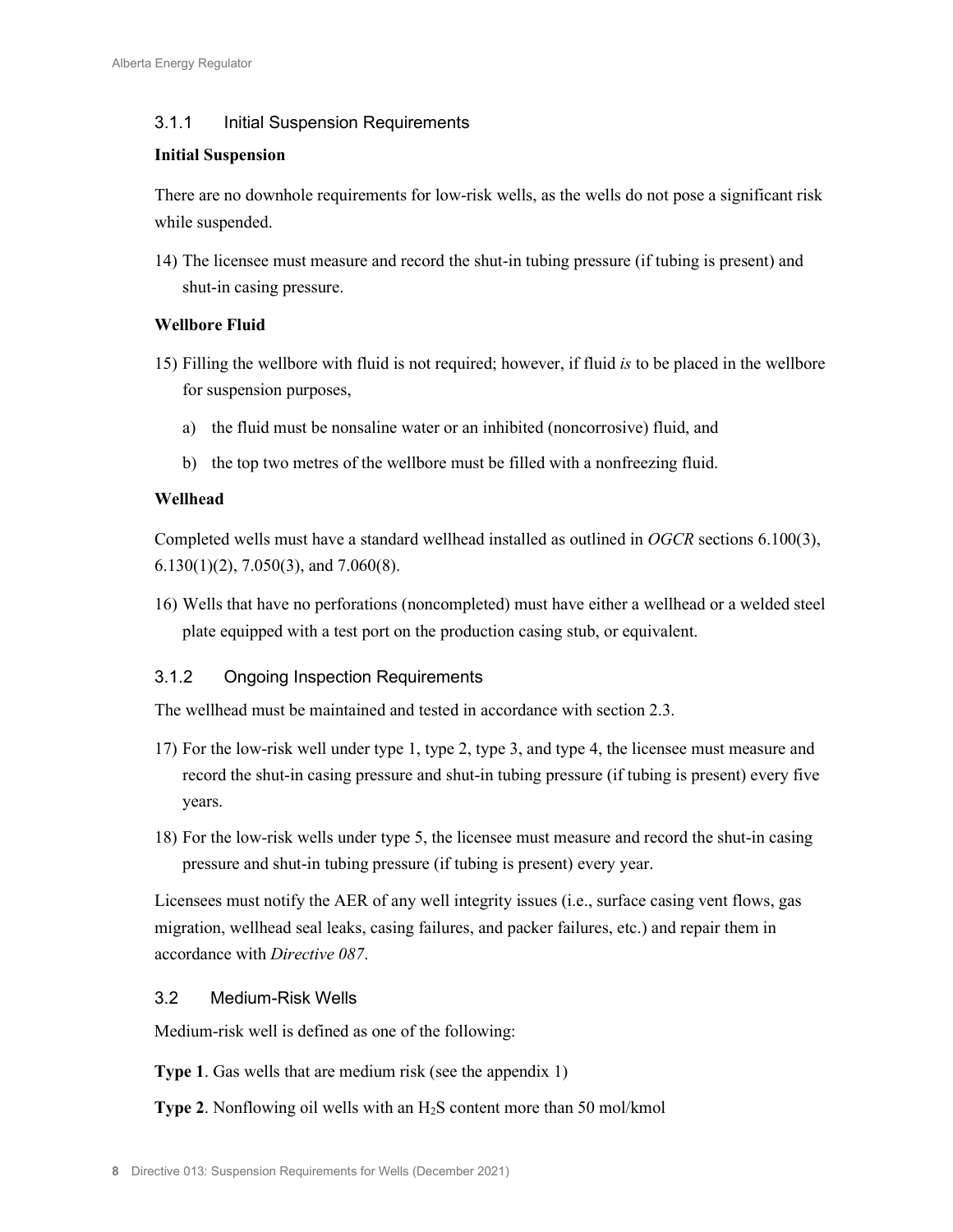### 3.1.1 Initial Suspension Requirements

**Initial Suspension**

There are no downhole requirements for low-risk wells, as the wells do not pose a significant risk while suspended.

14) The licensee must measure and record the shut-in tubing pressure (if tubing is present) and shut-in casing pressure.

**Wellbore Fluid**

15) Filling the wellbore with fluid is not required; however, if fluid *is* to be placed in the wellbore for suspension purposes,

    a) the fluid must be nonsaline water or an inhibited (noncorrosive) fluid, and

    b) the top two metres of the wellbore must be filled with a nonfreezing fluid.

**Wellhead**

Completed wells must have a standard wellhead installed as outlined in *OGCR* sections 6.100(3), 6.130(1)(2), 7.050(3), and 7.060(8).

16) Wells that have no perforations (noncompleted) must have either a wellhead or a welded steel plate equipped with a test port on the production casing stub, or equivalent.

### 3.1.2 Ongoing Inspection Requirements

The wellhead must be maintained and tested in accordance with section 2.3.

17) For the low-risk well under type 1, type 2, type 3, and type 4, the licensee must measure and record the shut-in casing pressure and shut-in tubing pressure (if tubing is present) every five years.

18) For the low-risk wells under type 5, the licensee must measure and record the shut-in casing pressure and shut-in tubing pressure (if tubing is present) every year.

Licensees must notify the AER of any well integrity issues (i.e., surface casing vent flows, gas migration, wellhead seal leaks, casing failures, and packer failures, etc.) and repair them in accordance with *Directive 087*.

## 3.2 Medium-Risk Wells

Medium-risk well is defined as one of the following:

**Type 1**. Gas wells that are medium risk (see the appendix 1)

**Type 2**. Nonflowing oil wells with an $H_2S$ content more than 50 mol/kmol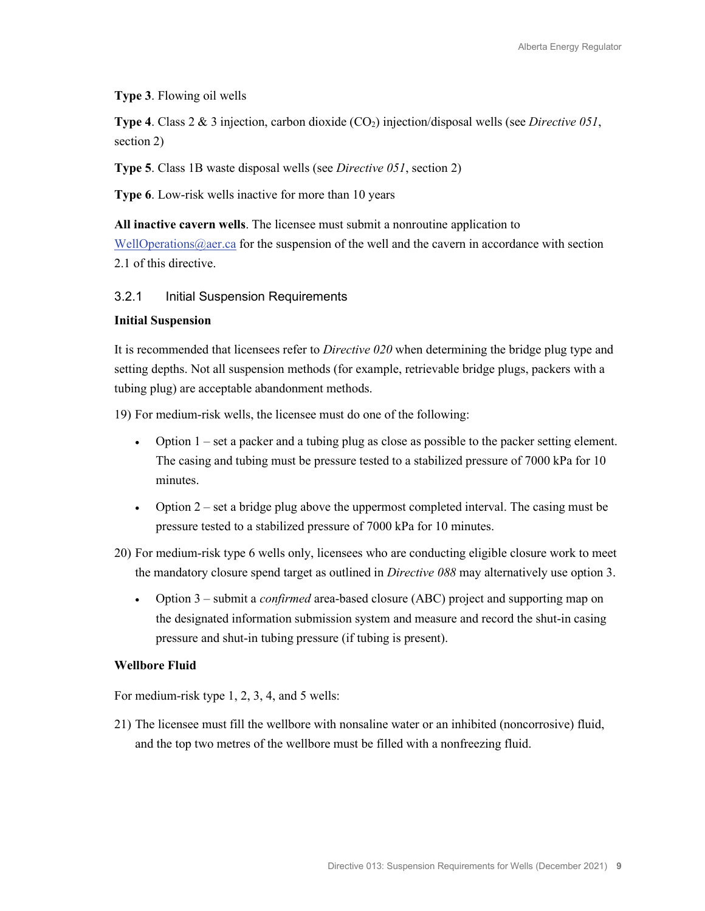**Type 3**. Flowing oil wells

**Type 4**. Class 2 & 3 injection, carbon dioxide ($CO_2$) injection/disposal wells (see *Directive 051*, section 2)

**Type 5**. Class 1B waste disposal wells (see *Directive 051*, section 2)

**Type 6**. Low-risk wells inactive for more than 10 years

**All inactive cavern wells**. The licensee must submit a nonroutine application to WellOperations@aer.ca for the suspension of the well and the cavern in accordance with section 2.1 of this directive.

### 3.2.1 Initial Suspension Requirements

**Initial Suspension**

It is recommended that licensees refer to *Directive 020* when determining the bridge plug type and setting depths. Not all suspension methods (for example, retrievable bridge plugs, packers with a tubing plug) are acceptable abandonment methods.

19) For medium-risk wells, the licensee must do one of the following:

- Option 1 – set a packer and a tubing plug as close as possible to the packer setting element. The casing and tubing must be pressure tested to a stabilized pressure of 7000 kPa for 10 minutes.
- Option 2 – set a bridge plug above the uppermost completed interval. The casing must be pressure tested to a stabilized pressure of 7000 kPa for 10 minutes.

20) For medium-risk type 6 wells only, licensees who are conducting eligible closure work to meet the mandatory closure spend target as outlined in *Directive 088* may alternatively use option 3.

- Option 3 – submit a *confirmed* area-based closure (ABC) project and supporting map on the designated information submission system and measure and record the shut-in casing pressure and shut-in tubing pressure (if tubing is present).

**Wellbore Fluid**

For medium-risk type 1, 2, 3, 4, and 5 wells:

21) The licensee must fill the wellbore with nonsaline water or an inhibited (noncorrosive) fluid, and the top two metres of the wellbore must be filled with a nonfreezing fluid.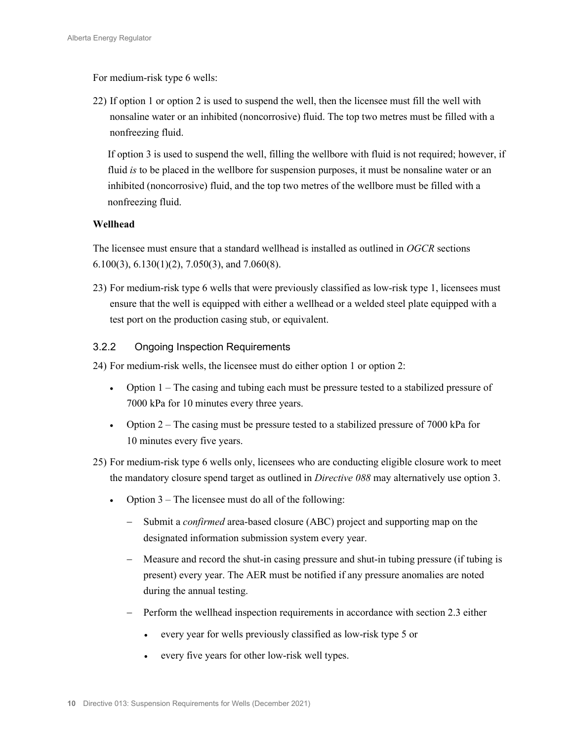For medium-risk type 6 wells:

22) If option 1 or option 2 is used to suspend the well, then the licensee must fill the well with nonsaline water or an inhibited (noncorrosive) fluid. The top two metres must be filled with a nonfreezing fluid.

    If option 3 is used to suspend the well, filling the wellbore with fluid is not required; however, if fluid *is* to be placed in the wellbore for suspension purposes, it must be nonsaline water or an inhibited (noncorrosive) fluid, and the top two metres of the wellbore must be filled with a nonfreezing fluid.

**Wellhead**

The licensee must ensure that a standard wellhead is installed as outlined in *OGCR* sections 6.100(3), 6.130(1)(2), 7.050(3), and 7.060(8).

23) For medium-risk type 6 wells that were previously classified as low-risk type 1, licensees must ensure that the well is equipped with either a wellhead or a welded steel plate equipped with a test port on the production casing stub, or equivalent.

### 3.2.2 Ongoing Inspection Requirements

24) For medium-risk wells, the licensee must do either option 1 or option 2:

    - Option 1 – The casing and tubing each must be pressure tested to a stabilized pressure of 7000 kPa for 10 minutes every three years.
    - Option 2 – The casing must be pressure tested to a stabilized pressure of 7000 kPa for 10 minutes every five years.

25) For medium-risk type 6 wells only, licensees who are conducting eligible closure work to meet the mandatory closure spend target as outlined in *Directive 088* may alternatively use option 3.

    - Option 3 – The licensee must do all of the following:
        - Submit a *confirmed* area-based closure (ABC) project and supporting map on the designated information submission system every year.
        - Measure and record the shut-in casing pressure and shut-in tubing pressure (if tubing is present) every year. The AER must be notified if any pressure anomalies are noted during the annual testing.
        - Perform the wellhead inspection requirements in accordance with section 2.3 either
            - every year for wells previously classified as low-risk type 5 or
            - every five years for other low-risk well types.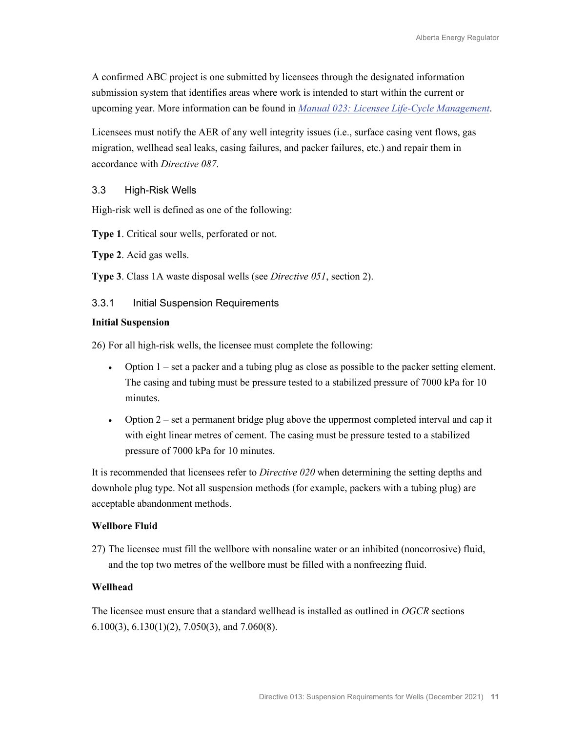A confirmed ABC project is one submitted by licensees through the designated information submission system that identifies areas where work is intended to start within the current or upcoming year. More information can be found in *Manual 023: Licensee Life-Cycle Management*.

Licensees must notify the AER of any well integrity issues (i.e., surface casing vent flows, gas migration, wellhead seal leaks, casing failures, and packer failures, etc.) and repair them in accordance with *Directive 087*.

## 3.3 High-Risk Wells

High-risk well is defined as one of the following:

**Type 1**. Critical sour wells, perforated or not.

**Type 2**. Acid gas wells.

**Type 3**. Class 1A waste disposal wells (see *Directive 051*, section 2).

### 3.3.1 Initial Suspension Requirements

**Initial Suspension**

26) For all high-risk wells, the licensee must complete the following:

- Option 1 – set a packer and a tubing plug as close as possible to the packer setting element. The casing and tubing must be pressure tested to a stabilized pressure of 7000 kPa for 10 minutes.
- Option 2 – set a permanent bridge plug above the uppermost completed interval and cap it with eight linear metres of cement. The casing must be pressure tested to a stabilized pressure of 7000 kPa for 10 minutes.

It is recommended that licensees refer to *Directive 020* when determining the setting depths and downhole plug type. Not all suspension methods (for example, packers with a tubing plug) are acceptable abandonment methods.

**Wellbore Fluid**

27) The licensee must fill the wellbore with nonsaline water or an inhibited (noncorrosive) fluid, and the top two metres of the wellbore must be filled with a nonfreezing fluid.

**Wellhead**

The licensee must ensure that a standard wellhead is installed as outlined in *OGCR* sections 6.100(3), 6.130(1)(2), 7.050(3), and 7.060(8).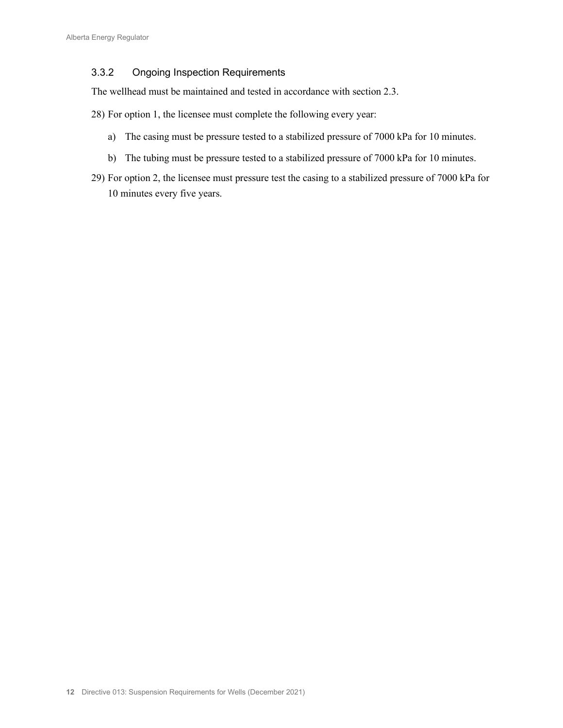### 3.3.2 Ongoing Inspection Requirements

The wellhead must be maintained and tested in accordance with section 2.3.

28) For option 1, the licensee must complete the following every year:

   a) The casing must be pressure tested to a stabilized pressure of 7000 kPa for 10 minutes.

   b) The tubing must be pressure tested to a stabilized pressure of 7000 kPa for 10 minutes.

29) For option 2, the licensee must pressure test the casing to a stabilized pressure of 7000 kPa for 10 minutes every five years.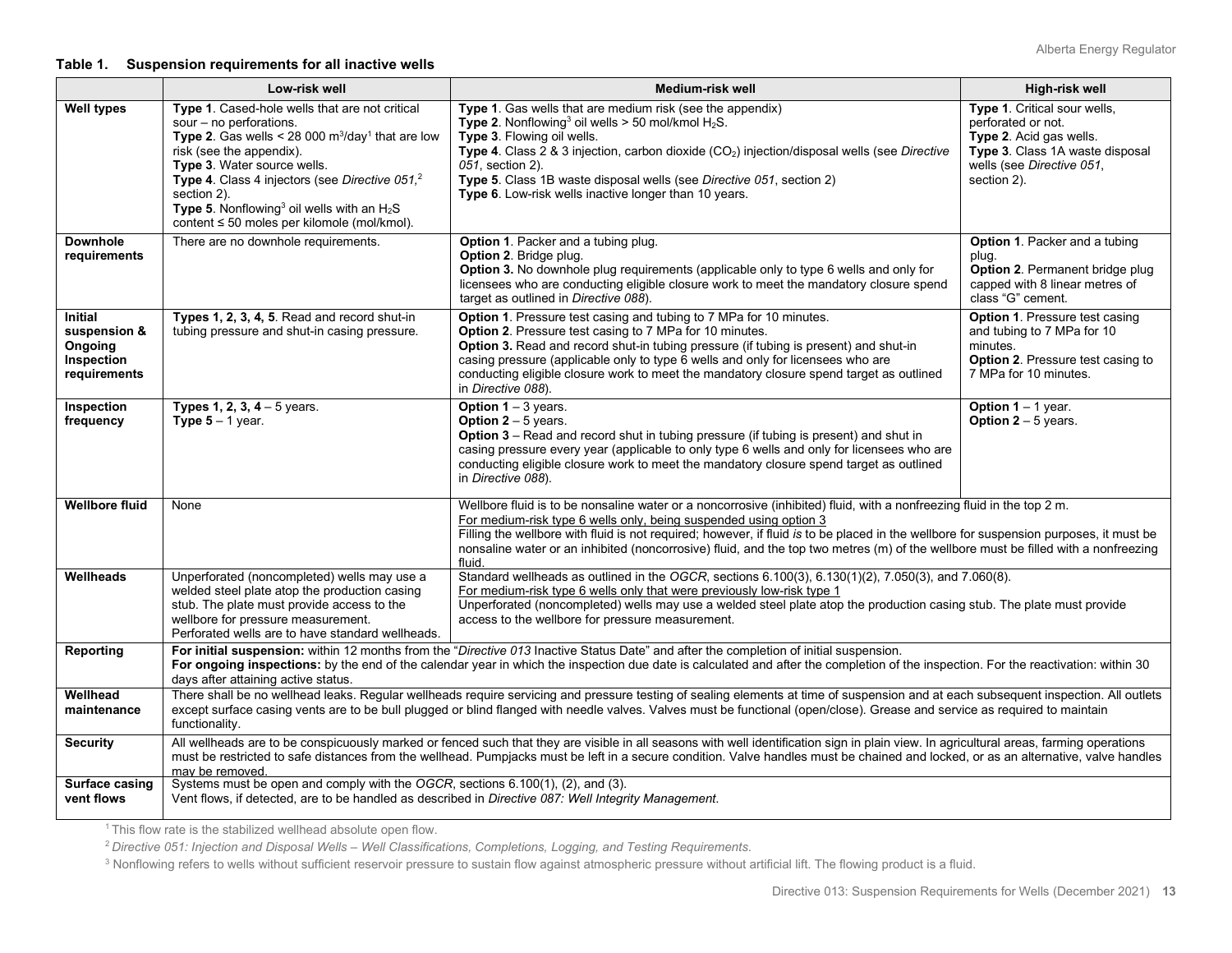**Table 1. Suspension requirements for all inactive wells**

| | Low-risk well | Medium-risk well | High-risk well |
|---|---|---|---|
| **Well types** | **Type 1**. Cased-hole wells that are not critical sour – no perforations.<br>**Type 2**. Gas wells < 28 000 $m^3$/day[1] that are low risk (see the appendix).<br>**Type 3**. Water source wells.<br>**Type 4**. Class 4 injectors (see *Directive 051*,[2] section 2).<br>**Type 5**. Nonflowing[3] oil wells with an $H_2S$ content ≤ 50 moles per kilomole (mol/kmol). | **Type 1**. Gas wells that are medium risk (see the appendix)<br>**Type 2**. Nonflowing[3] oil wells > 50 mol/kmol $H_2S$.<br>**Type 3**. Flowing oil wells.<br>**Type 4**. Class 2 & 3 injection, carbon dioxide ($CO_2$) injection/disposal wells (see *Directive 051*, section 2).<br>**Type 5**. Class 1B waste disposal wells (see *Directive 051*, section 2)<br>**Type 6**. Low-risk wells inactive longer than 10 years. | **Type 1**. Critical sour wells, perforated or not.<br>**Type 2**. Acid gas wells.<br>**Type 3**. Class 1A waste disposal wells (see *Directive 051*, section 2). |
| **Downhole requirements** | There are no downhole requirements. | **Option 1**. Packer and a tubing plug.<br>**Option 2**. Bridge plug.<br>**Option 3.** No downhole plug requirements (applicable only to type 6 wells and only for licensees who are conducting eligible closure work to meet the mandatory closure spend target as outlined in *Directive 088*). | **Option 1**. Packer and a tubing plug.<br>**Option 2**. Permanent bridge plug capped with 8 linear metres of class "G" cement. |
| **Initial suspension & Ongoing Inspection requirements** | **Types 1, 2, 3, 4, 5**. Read and record shut-in tubing pressure and shut-in casing pressure. | **Option 1**. Pressure test casing and tubing to 7 MPa for 10 minutes.<br>**Option 2**. Pressure test casing to 7 MPa for 10 minutes.<br>**Option 3.** Read and record shut-in tubing pressure (if tubing is present) and shut-in casing pressure (applicable only to type 6 wells and only for licensees who are conducting eligible closure work to meet the mandatory closure spend target as outlined in *Directive 088*). | **Option 1**. Pressure test casing and tubing to 7 MPa for 10 minutes.<br>**Option 2**. Pressure test casing to 7 MPa for 10 minutes. |
| **Inspection frequency** | **Types 1, 2, 3, 4** – 5 years.<br>**Type 5** – 1 year. | **Option 1** – 3 years.<br>**Option 2** – 5 years.<br>**Option 3** – Read and record shut in tubing pressure (if tubing is present) and shut in casing pressure every year (applicable to only type 6 wells and only for licensees who are conducting eligible closure work to meet the mandatory closure spend target as outlined in *Directive 088*). | **Option 1** – 1 year.<br>**Option 2** – 5 years. |
| **Wellbore fluid** | None | Wellbore fluid is to be nonsaline water or a noncorrosive (inhibited) fluid, with a nonfreezing fluid in the top 2 m.<br>For medium-risk type 6 wells only, being suspended using option 3<br>Filling the wellbore with fluid is not required; however, if fluid *is* to be placed in the wellbore for suspension purposes, it must be nonsaline water or an inhibited (noncorrosive) fluid, and the top two metres (m) of the wellbore must be filled with a nonfreezing fluid. | |
| **Wellheads** | Unperforated (noncompleted) wells may use a welded steel plate atop the production casing stub. The plate must provide access to the wellbore for pressure measurement.<br>Perforated wells are to have standard wellheads. | Standard wellheads as outlined in the *OGCR*, sections 6.100(3), 6.130(1)(2), 7.050(3), and 7.060(8).<br>For medium-risk type 6 wells only that were previously low-risk type 1<br>Unperforated (noncompleted) wells may use a welded steel plate atop the production casing stub. The plate must provide access to the wellbore for pressure measurement. | |
| **Reporting** | **For initial suspension:** within 12 months from the "*Directive 013* Inactive Status Date" and after the completion of initial suspension.<br>**For ongoing inspections:** by the end of the calendar year in which the inspection due date is calculated and after the completion of the inspection. For the reactivation: within 30 days after attaining active status. | | |
| **Wellhead maintenance** | There shall be no wellhead leaks. Regular wellheads require servicing and pressure testing of sealing elements at time of suspension and at each subsequent inspection. All outlets except surface casing vents are to be bull plugged or blind flanged with needle valves. Valves must be functional (open/close). Grease and service as required to maintain functionality. | | |
| **Security** | All wellheads are to be conspicuously marked or fenced such that they are visible in all seasons with well identification sign in plain view. In agricultural areas, farming operations must be restricted to safe distances from the wellhead. Pumpjacks must be left in a secure condition. Valve handles must be chained and locked, or as an alternative, valve handles may be removed. | | |
| **Surface casing vent flows** | Systems must be open and comply with the *OGCR*, sections 6.100(1), (2), and (3).<br>Vent flows, if detected, are to be handled as described in *Directive 087: Well Integrity Management*. | | |

[1] This flow rate is the stabilized wellhead absolute open flow.

[2] *Directive 051: Injection and Disposal Wells – Well Classifications, Completions, Logging, and Testing Requirements*.

[3] Nonflowing refers to wells without sufficient reservoir pressure to sustain flow against atmospheric pressure without artificial lift. The flowing product is a fluid.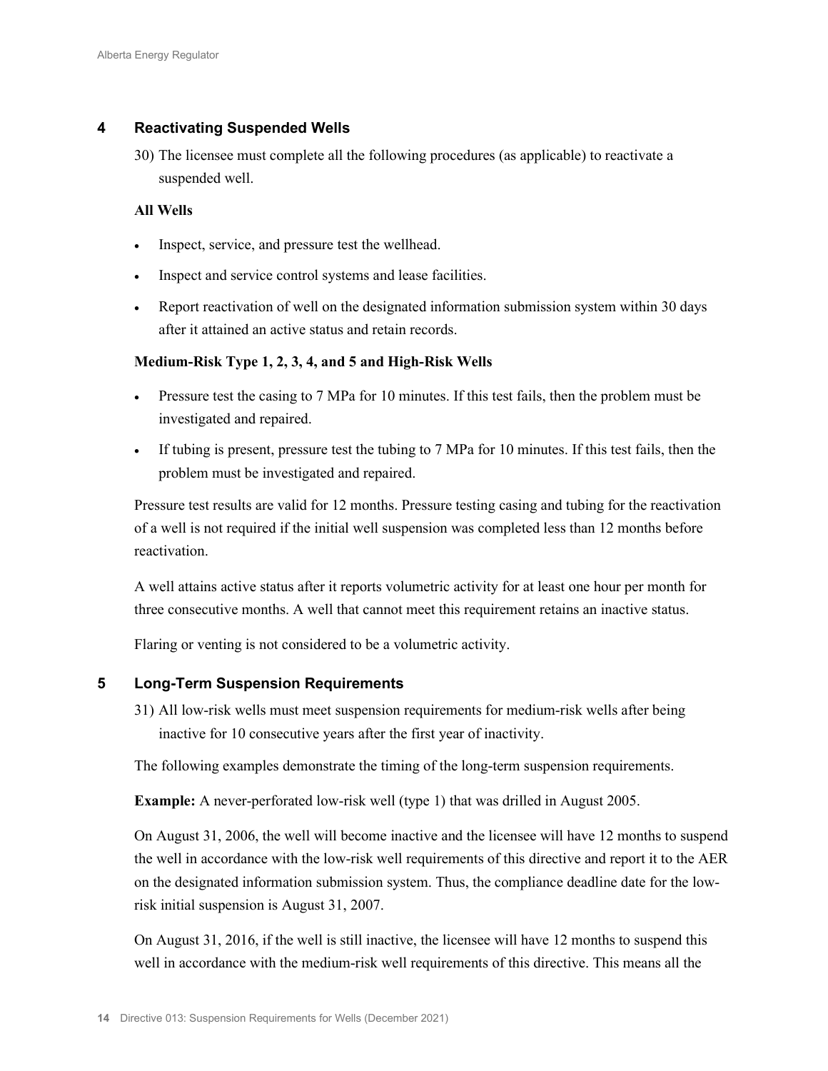## 4 Reactivating Suspended Wells

30) The licensee must complete all the following procedures (as applicable) to reactivate a suspended well.

**All Wells**

- Inspect, service, and pressure test the wellhead.
- Inspect and service control systems and lease facilities.
- Report reactivation of well on the designated information submission system within 30 days after it attained an active status and retain records.

**Medium-Risk Type 1, 2, 3, 4, and 5 and High-Risk Wells**

- Pressure test the casing to 7 MPa for 10 minutes. If this test fails, then the problem must be investigated and repaired.
- If tubing is present, pressure test the tubing to 7 MPa for 10 minutes. If this test fails, then the problem must be investigated and repaired.

Pressure test results are valid for 12 months. Pressure testing casing and tubing for the reactivation of a well is not required if the initial well suspension was completed less than 12 months before reactivation.

A well attains active status after it reports volumetric activity for at least one hour per month for three consecutive months. A well that cannot meet this requirement retains an inactive status.

Flaring or venting is not considered to be a volumetric activity.

## 5 Long-Term Suspension Requirements

31) All low-risk wells must meet suspension requirements for medium-risk wells after being inactive for 10 consecutive years after the first year of inactivity.

The following examples demonstrate the timing of the long-term suspension requirements.

**Example:** A never-perforated low-risk well (type 1) that was drilled in August 2005.

On August 31, 2006, the well will become inactive and the licensee will have 12 months to suspend the well in accordance with the low-risk well requirements of this directive and report it to the AER on the designated information submission system. Thus, the compliance deadline date for the low-risk initial suspension is August 31, 2007.

On August 31, 2016, if the well is still inactive, the licensee will have 12 months to suspend this well in accordance with the medium-risk well requirements of this directive. This means all the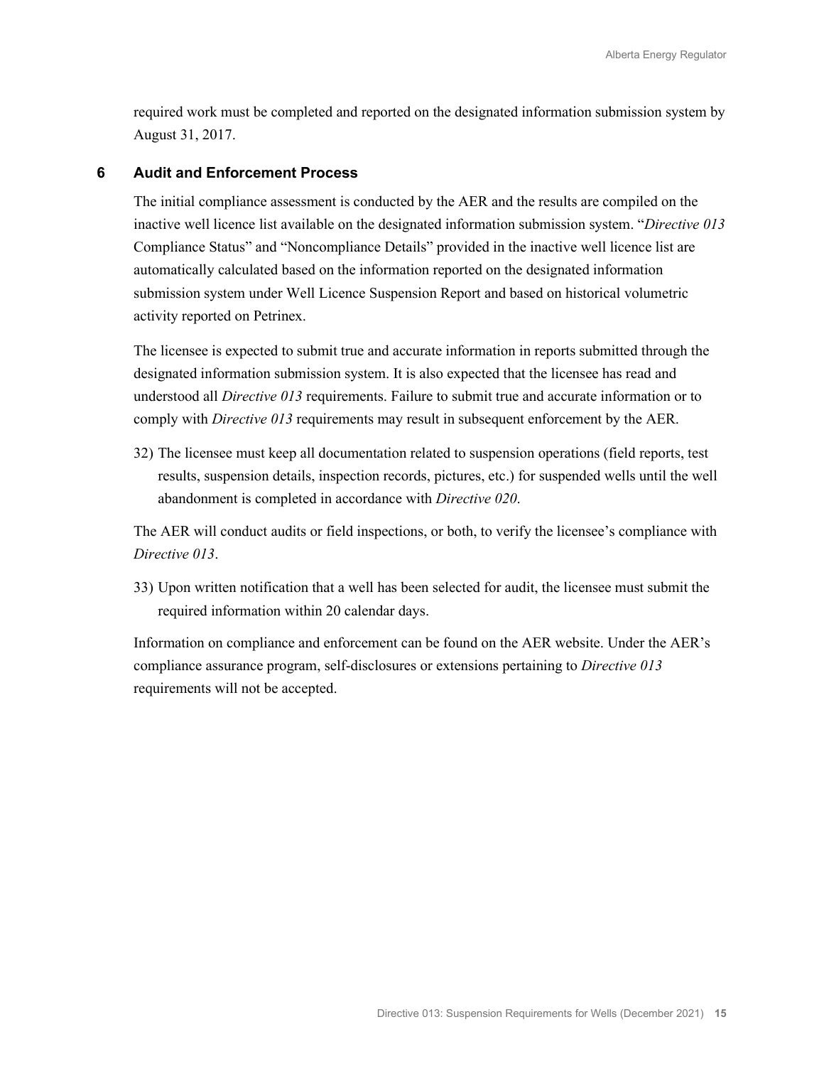required work must be completed and reported on the designated information submission system by August 31, 2017.

## 6 Audit and Enforcement Process

The initial compliance assessment is conducted by the AER and the results are compiled on the inactive well licence list available on the designated information submission system. "*Directive 013* Compliance Status" and "Noncompliance Details" provided in the inactive well licence list are automatically calculated based on the information reported on the designated information submission system under Well Licence Suspension Report and based on historical volumetric activity reported on Petrinex.

The licensee is expected to submit true and accurate information in reports submitted through the designated information submission system. It is also expected that the licensee has read and understood all *Directive 013* requirements. Failure to submit true and accurate information or to comply with *Directive 013* requirements may result in subsequent enforcement by the AER.

32) The licensee must keep all documentation related to suspension operations (field reports, test results, suspension details, inspection records, pictures, etc.) for suspended wells until the well abandonment is completed in accordance with *Directive 020*.

The AER will conduct audits or field inspections, or both, to verify the licensee's compliance with *Directive 013*.

33) Upon written notification that a well has been selected for audit, the licensee must submit the required information within 20 calendar days.

Information on compliance and enforcement can be found on the AER website. Under the AER's compliance assurance program, self-disclosures or extensions pertaining to *Directive 013* requirements will not be accepted.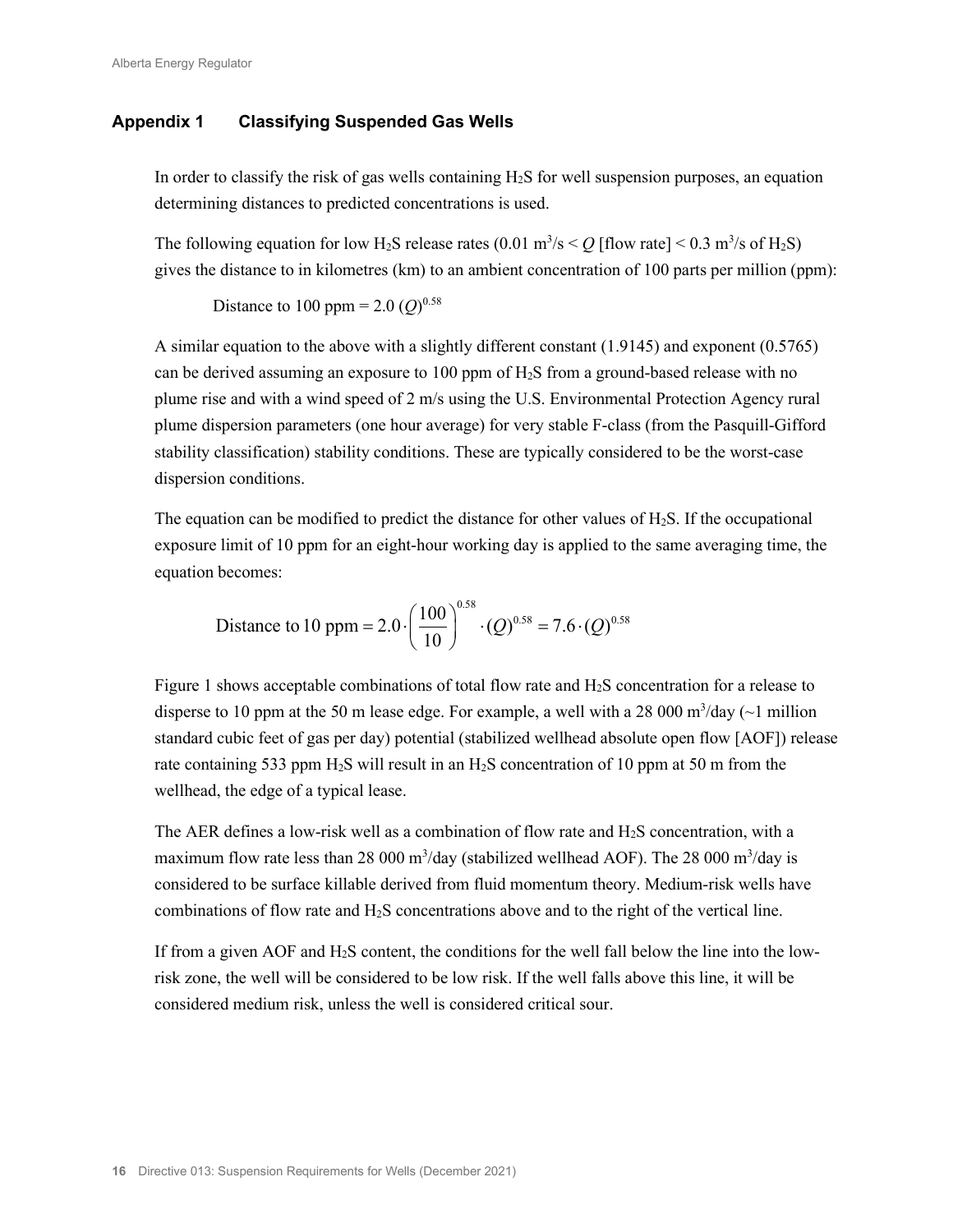## Appendix 1 Classifying Suspended Gas Wells

In order to classify the risk of gas wells containing $H_2S$ for well suspension purposes, an equation determining distances to predicted concentrations is used.

The following equation for low $H_2S$ release rates ($0.01\ m^3/s < Q$ [flow rate] $< 0.3\ m^3/s$ of $H_2S$) gives the distance to in kilometres (km) to an ambient concentration of 100 parts per million (ppm):

$$\text{Distance to 100 ppm} = 2.0\ (Q)^{0.58}$$

A similar equation to the above with a slightly different constant (1.9145) and exponent (0.5765) can be derived assuming an exposure to 100 ppm of $H_2S$ from a ground-based release with no plume rise and with a wind speed of 2 m/s using the U.S. Environmental Protection Agency rural plume dispersion parameters (one hour average) for very stable F-class (from the Pasquill-Gifford stability classification) stability conditions. These are typically considered to be the worst-case dispersion conditions.

The equation can be modified to predict the distance for other values of $H_2S$. If the occupational exposure limit of 10 ppm for an eight-hour working day is applied to the same averaging time, the equation becomes:

$$\text{Distance to 10 ppm} = 2.0 \cdot \left(\frac{100}{10}\right)^{0.58} \cdot (Q)^{0.58} = 7.6 \cdot (Q)^{0.58}$$

Figure 1 shows acceptable combinations of total flow rate and $H_2S$ concentration for a release to disperse to 10 ppm at the 50 m lease edge. For example, a well with a 28 000 $m^3$/day (~1 million standard cubic feet of gas per day) potential (stabilized wellhead absolute open flow [AOF]) release rate containing 533 ppm $H_2S$ will result in an $H_2S$ concentration of 10 ppm at 50 m from the wellhead, the edge of a typical lease.

The AER defines a low-risk well as a combination of flow rate and $H_2S$ concentration, with a maximum flow rate less than 28 000 $m^3$/day (stabilized wellhead AOF). The 28 000 $m^3$/day is considered to be surface killable derived from fluid momentum theory. Medium-risk wells have combinations of flow rate and $H_2S$ concentrations above and to the right of the vertical line.

If from a given AOF and $H_2S$ content, the conditions for the well fall below the line into the low-risk zone, the well will be considered to be low risk. If the well falls above this line, it will be considered medium risk, unless the well is considered critical sour.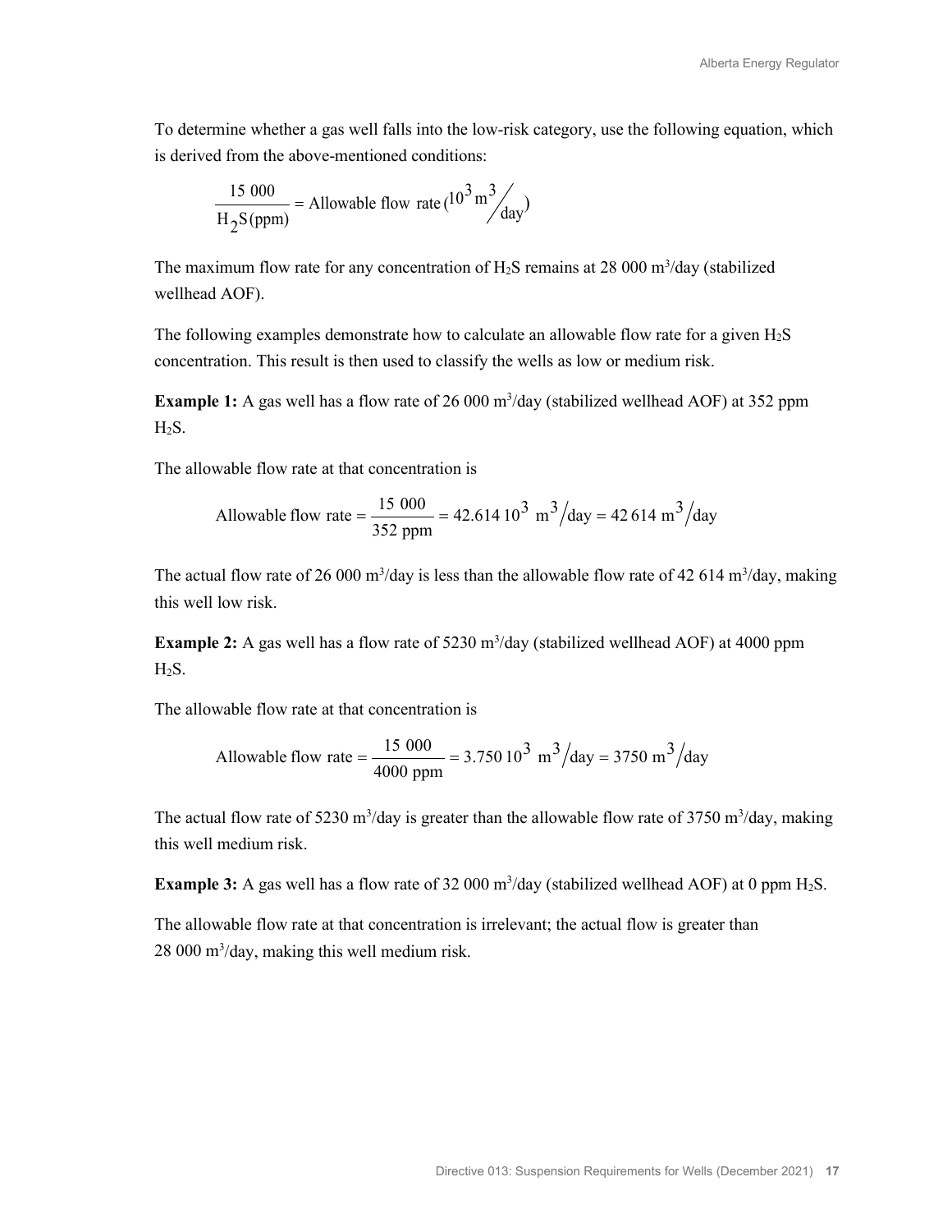To determine whether a gas well falls into the low-risk category, use the following equation, which is derived from the above-mentioned conditions:

$$\frac{15\ 000}{H_2S\,(\text{ppm})} = \text{Allowable flow rate}\ (10^3\ \text{m}^3/\text{day})$$

The maximum flow rate for any concentration of $H_2S$ remains at 28 000 $\text{m}^3$/day (stabilized wellhead AOF).

The following examples demonstrate how to calculate an allowable flow rate for a given $H_2S$ concentration. This result is then used to classify the wells as low or medium risk.

**Example 1:** A gas well has a flow rate of 26 000 $\text{m}^3$/day (stabilized wellhead AOF) at 352 ppm $H_2S$.

The allowable flow rate at that concentration is

$$\text{Allowable flow rate} = \frac{15\ 000}{352\ \text{ppm}} = 42.614\ 10^3\ \text{m}^3/\text{day} = 42\ 614\ \text{m}^3/\text{day}$$

The actual flow rate of 26 000 $\text{m}^3$/day is less than the allowable flow rate of 42 614 $\text{m}^3$/day, making this well low risk.

**Example 2:** A gas well has a flow rate of 5230 $\text{m}^3$/day (stabilized wellhead AOF) at 4000 ppm $H_2S$.

The allowable flow rate at that concentration is

$$\text{Allowable flow rate} = \frac{15\ 000}{4000\ \text{ppm}} = 3.750\ 10^3\ \text{m}^3/\text{day} = 3750\ \text{m}^3/\text{day}$$

The actual flow rate of 5230 $\text{m}^3$/day is greater than the allowable flow rate of 3750 $\text{m}^3$/day, making this well medium risk.

**Example 3:** A gas well has a flow rate of 32 000 $\text{m}^3$/day (stabilized wellhead AOF) at 0 ppm $H_2S$.

The allowable flow rate at that concentration is irrelevant; the actual flow is greater than 28 000 $\text{m}^3$/day, making this well medium risk.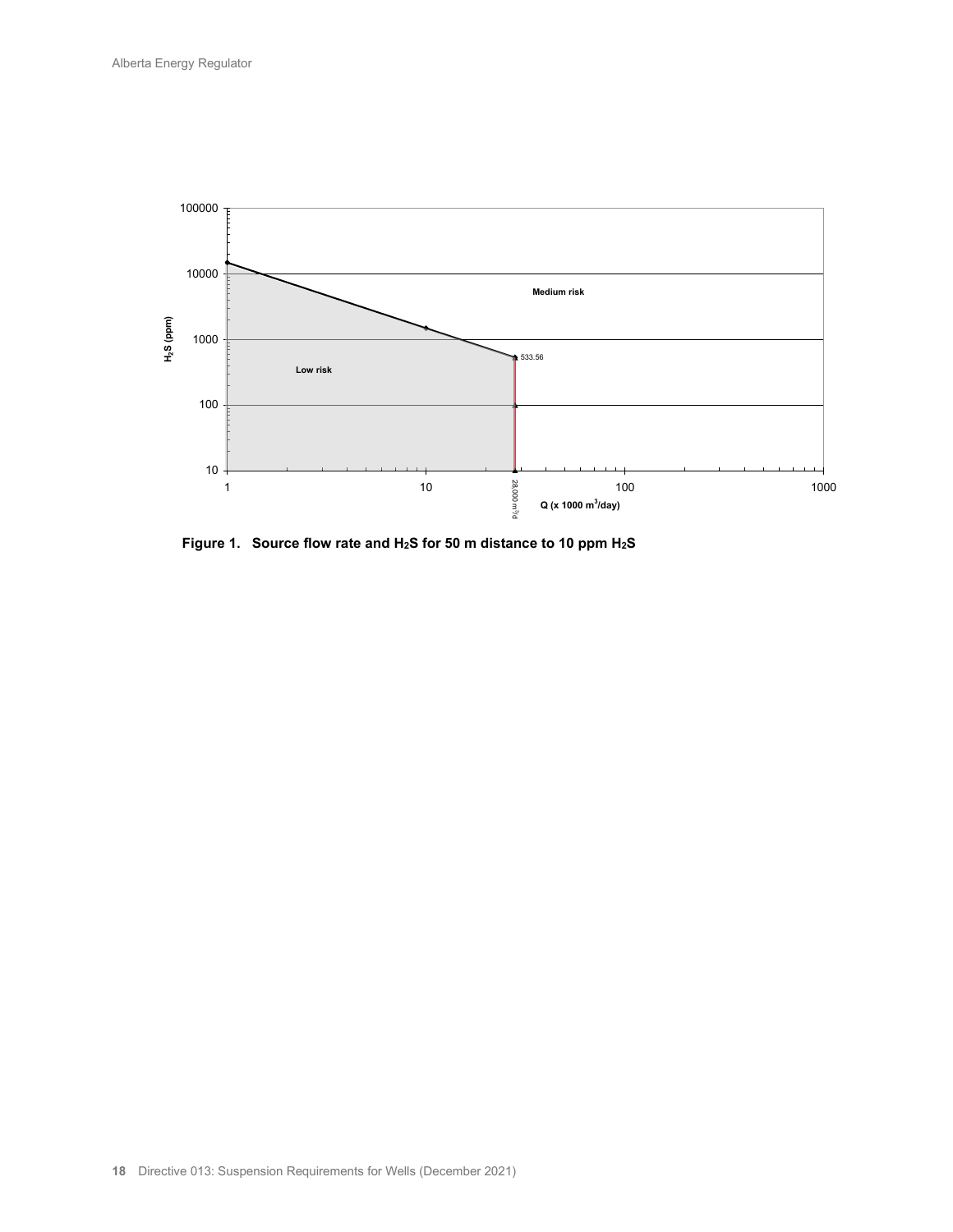Figure 1. Source flow rate and $H_2S$ for 50 m distance to 10 ppm $H_2S$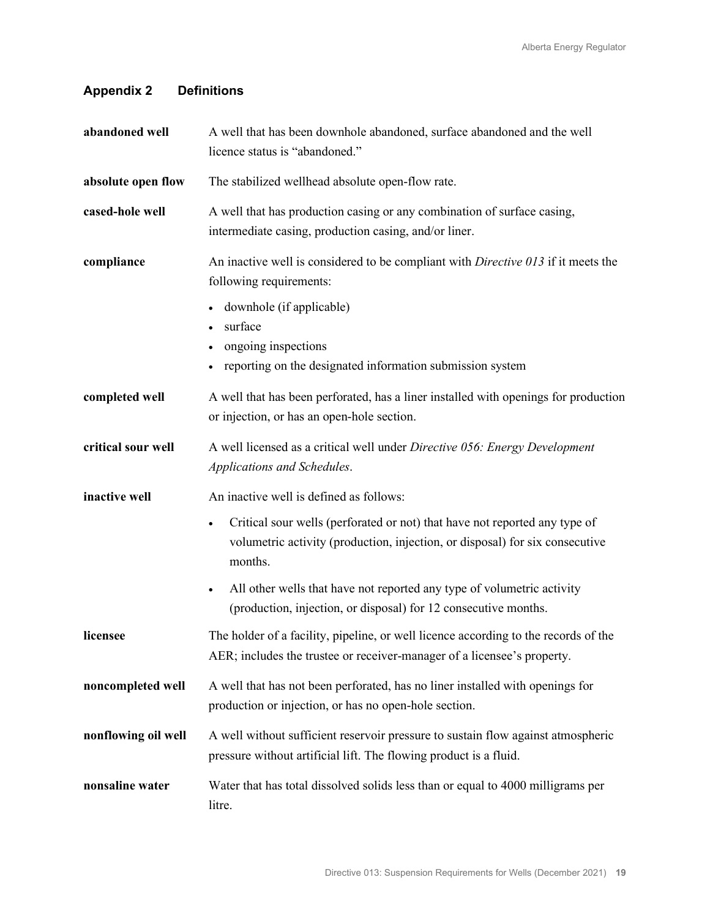## Appendix 2 Definitions

**abandoned well** A well that has been downhole abandoned, surface abandoned and the well licence status is "abandoned."

**absolute open flow** The stabilized wellhead absolute open-flow rate.

**cased-hole well** A well that has production casing or any combination of surface casing, intermediate casing, production casing, and/or liner.

**compliance** An inactive well is considered to be compliant with *Directive 013* if it meets the following requirements:

- downhole (if applicable)
- surface
- ongoing inspections
- reporting on the designated information submission system

**completed well** A well that has been perforated, has a liner installed with openings for production or injection, or has an open-hole section.

**critical sour well** A well licensed as a critical well under *Directive 056: Energy Development Applications and Schedules*.

**inactive well** An inactive well is defined as follows:

- Critical sour wells (perforated or not) that have not reported any type of volumetric activity (production, injection, or disposal) for six consecutive months.
- All other wells that have not reported any type of volumetric activity (production, injection, or disposal) for 12 consecutive months.

**licensee** The holder of a facility, pipeline, or well licence according to the records of the AER; includes the trustee or receiver-manager of a licensee's property.

**noncompleted well** A well that has not been perforated, has no liner installed with openings for production or injection, or has no open-hole section.

**nonflowing oil well** A well without sufficient reservoir pressure to sustain flow against atmospheric pressure without artificial lift. The flowing product is a fluid.

**nonsaline water** Water that has total dissolved solids less than or equal to 4000 milligrams per litre.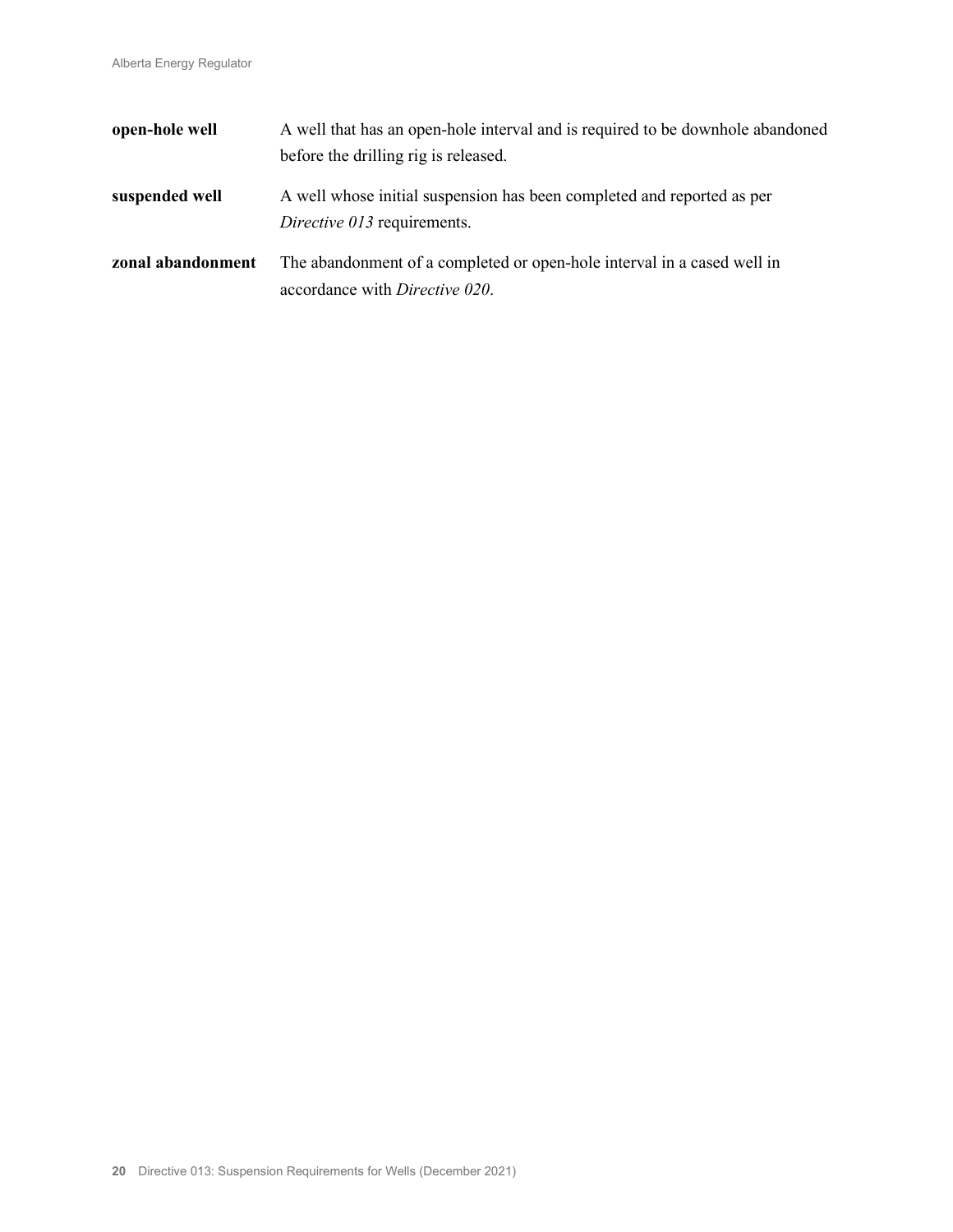**open-hole well** A well that has an open-hole interval and is required to be downhole abandoned before the drilling rig is released.

**suspended well** A well whose initial suspension has been completed and reported as per *Directive 013* requirements.

**zonal abandonment** The abandonment of a completed or open-hole interval in a cased well in accordance with *Directive 020*.